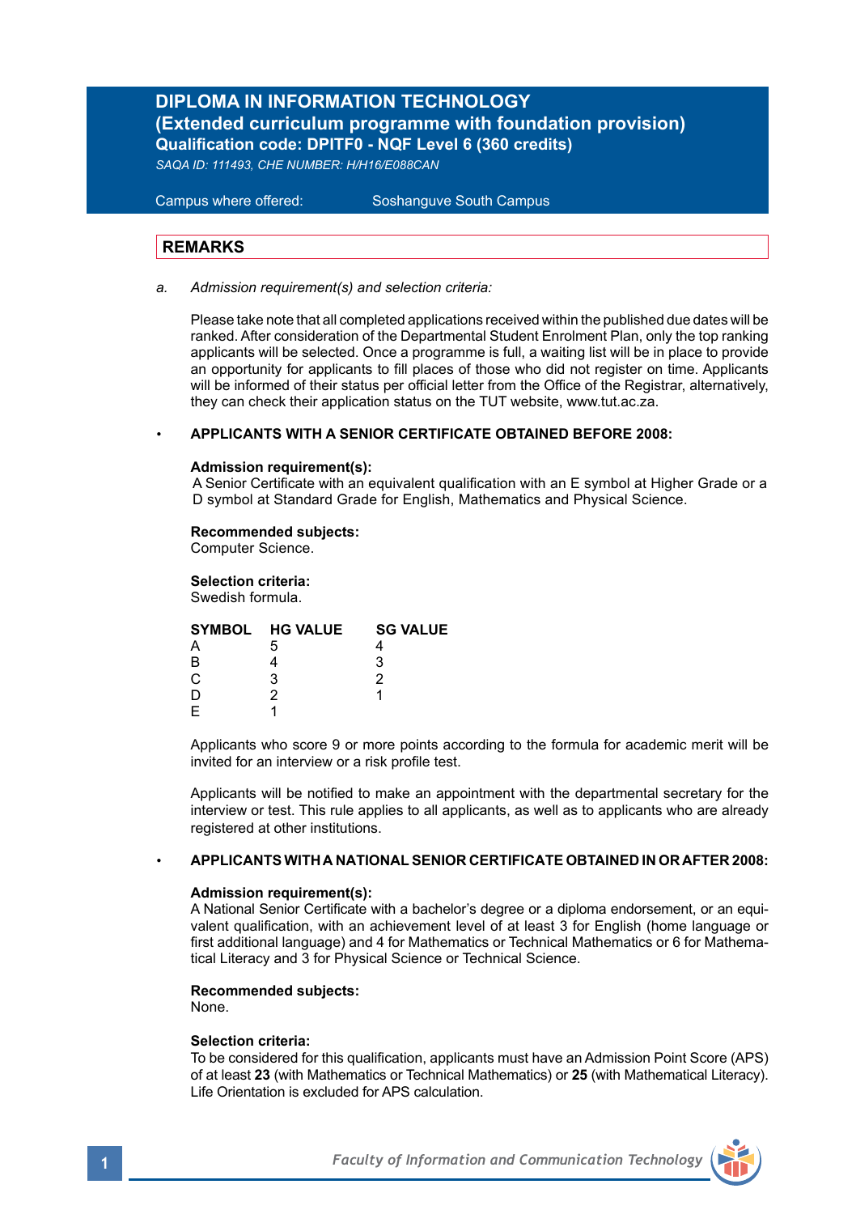# DIPLOMA IN INFORMATION TECHNOLOGY
## (Extended curriculum programme with foundation provision)
### Qualification code: DPITF0 - NQF Level 6 (360 credits)

*SAQA ID: 111493, CHE NUMBER: H/H16/E088CAN*

Campus where offered: Soshanguve South Campus

## REMARKS

a. *Admission requirement(s) and selection criteria:*

Please take note that all completed applications received within the published due dates will be ranked. After consideration of the Departmental Student Enrolment Plan, only the top ranking applicants will be selected. Once a programme is full, a waiting list will be in place to provide an opportunity for applicants to fill places of those who did not register on time. Applicants will be informed of their status per official letter from the Office of the Registrar, alternatively, they can check their application status on the TUT website, www.tut.ac.za.

- **APPLICANTS WITH A SENIOR CERTIFICATE OBTAINED BEFORE 2008:**

**Admission requirement(s):**
A Senior Certificate with an equivalent qualification with an E symbol at Higher Grade or a D symbol at Standard Grade for English, Mathematics and Physical Science.

**Recommended subjects:**
Computer Science.

**Selection criteria:**
Swedish formula.

| SYMBOL | HG VALUE | SG VALUE |
|---|---|---|
| A | 5 | 4 |
| B | 4 | 3 |
| C | 3 | 2 |
| D | 2 | 1 |
| E | 1 | |

Applicants who score 9 or more points according to the formula for academic merit will be invited for an interview or a risk profile test.

Applicants will be notified to make an appointment with the departmental secretary for the interview or test. This rule applies to all applicants, as well as to applicants who are already registered at other institutions.

- **APPLICANTS WITH A NATIONAL SENIOR CERTIFICATE OBTAINED IN OR AFTER 2008:**

**Admission requirement(s):**
A National Senior Certificate with a bachelor's degree or a diploma endorsement, or an equivalent qualification, with an achievement level of at least 3 for English (home language or first additional language) and 4 for Mathematics or Technical Mathematics or 6 for Mathematical Literacy and 3 for Physical Science or Technical Science.

**Recommended subjects:**
None.

**Selection criteria:**
To be considered for this qualification, applicants must have an Admission Point Score (APS) of at least **23** (with Mathematics or Technical Mathematics) or **25** (with Mathematical Literacy). Life Orientation is excluded for APS calculation.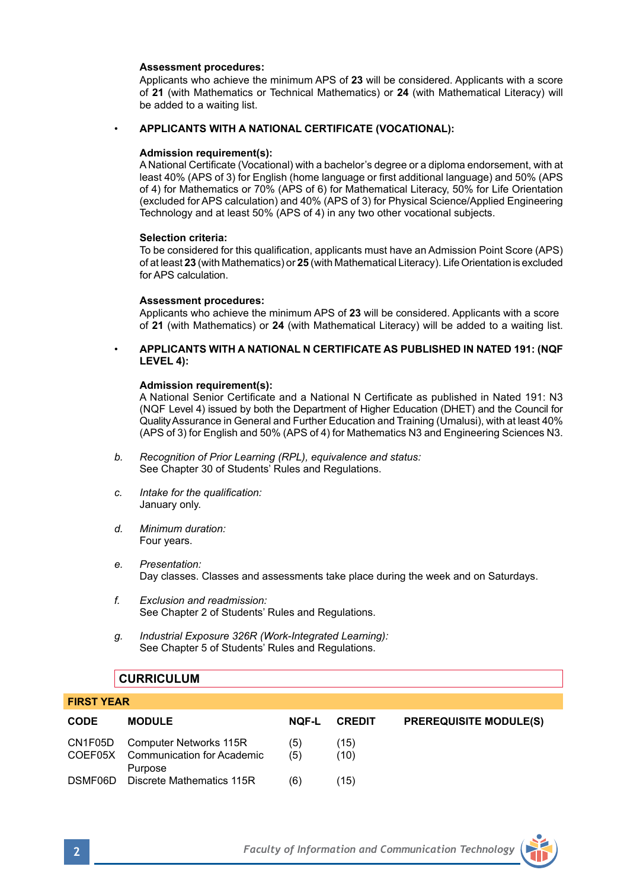**Assessment procedures:**
Applicants who achieve the minimum APS of **23** will be considered. Applicants with a score of **21** (with Mathematics or Technical Mathematics) or **24** (with Mathematical Literacy) will be added to a waiting list.

- **APPLICANTS WITH A NATIONAL CERTIFICATE (VOCATIONAL):**

**Admission requirement(s):**
A National Certificate (Vocational) with a bachelor's degree or a diploma endorsement, with at least 40% (APS of 3) for English (home language or first additional language) and 50% (APS of 4) for Mathematics or 70% (APS of 6) for Mathematical Literacy, 50% for Life Orientation (excluded for APS calculation) and 40% (APS of 3) for Physical Science/Applied Engineering Technology and at least 50% (APS of 4) in any two other vocational subjects.

**Selection criteria:**
To be considered for this qualification, applicants must have an Admission Point Score (APS) of at least **23** (with Mathematics) or **25** (with Mathematical Literacy). Life Orientation is excluded for APS calculation.

**Assessment procedures:**
Applicants who achieve the minimum APS of **23** will be considered. Applicants with a score of **21** (with Mathematics) or **24** (with Mathematical Literacy) will be added to a waiting list.

- **APPLICANTS WITH A NATIONAL N CERTIFICATE AS PUBLISHED IN NATED 191: (NQF LEVEL 4):**

**Admission requirement(s):**
A National Senior Certificate and a National N Certificate as published in Nated 191: N3 (NQF Level 4) issued by both the Department of Higher Education (DHET) and the Council for Quality Assurance in General and Further Education and Training (Umalusi), with at least 40% (APS of 3) for English and 50% (APS of 4) for Mathematics N3 and Engineering Sciences N3.

b. *Recognition of Prior Learning (RPL), equivalence and status:*
See Chapter 30 of Students' Rules and Regulations.

c. *Intake for the qualification:*
January only.

d. *Minimum duration:*
Four years.

e. *Presentation:*
Day classes. Classes and assessments take place during the week and on Saturdays.

f. *Exclusion and readmission:*
See Chapter 2 of Students' Rules and Regulations.

g. *Industrial Exposure 326R (Work-Integrated Learning):*
See Chapter 5 of Students' Rules and Regulations.

## CURRICULUM

### FIRST YEAR

| CODE | MODULE | NQF-L | CREDIT | PREREQUISITE MODULE(S) |
|---|---|---|---|---|
| CN1F05D | Computer Networks 115R | (5) | (15) | |
| COEF05X | Communication for Academic Purpose | (5) | (10) | |
| DSMF06D | Discrete Mathematics 115R | (6) | (15) | |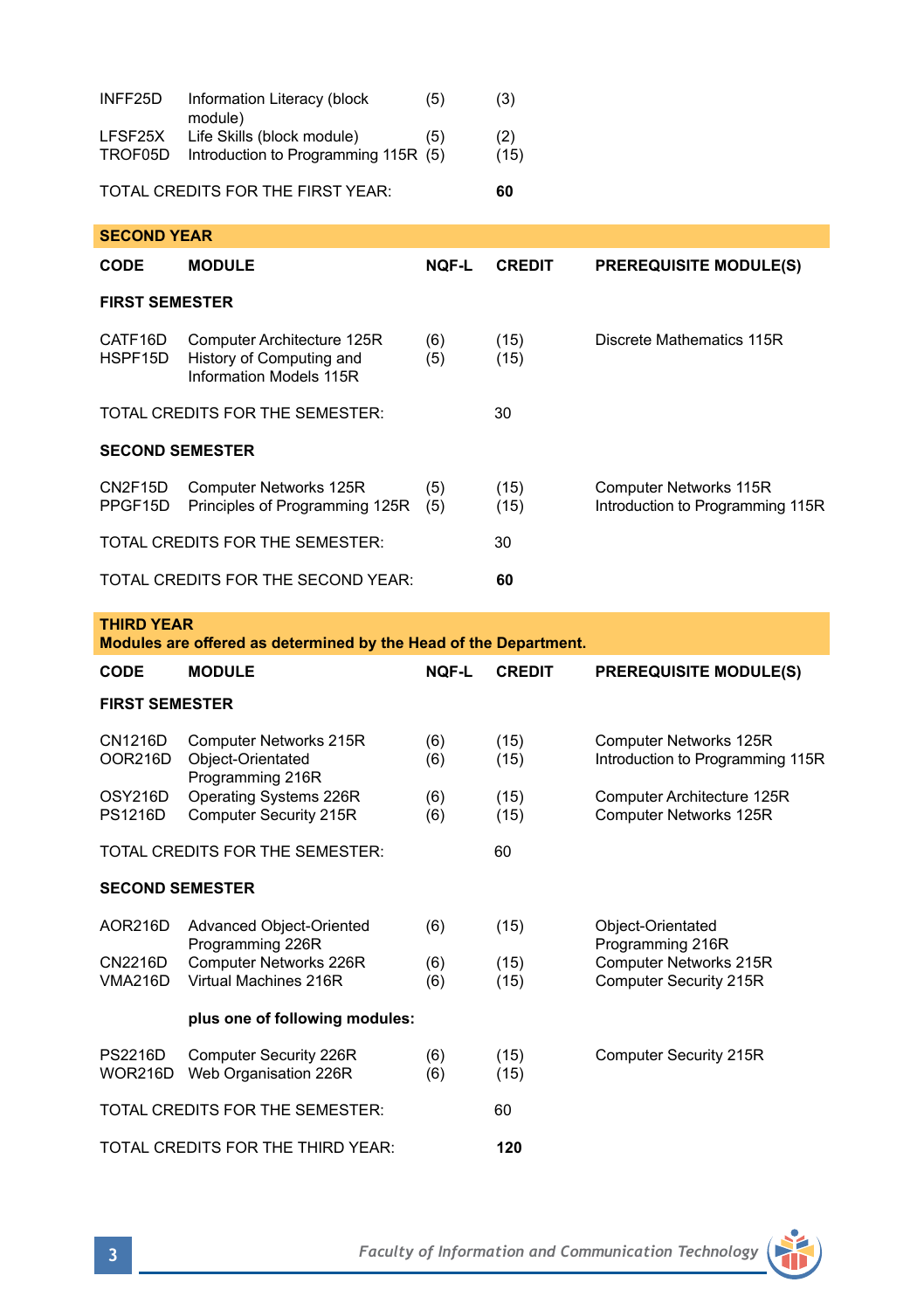| | | | | |
|---|---|---|---|---|
| INFF25D | Information Literacy (block module) | (5) | (3) | |
| LFSF25X | Life Skills (block module) | (5) | (2) | |
| TROF05D | Introduction to Programming 115R | (5) | (15) | |
| TOTAL CREDITS FOR THE FIRST YEAR: | | | **60** | |

## SECOND YEAR

| CODE | MODULE | NQF-L | CREDIT | PREREQUISITE MODULE(S) |
|---|---|---|---|---|
| **FIRST SEMESTER** | | | | |
| CATF16D | Computer Architecture 125R | (6) | (15) | Discrete Mathematics 115R |
| HSPF15D | History of Computing and Information Models 115R | (5) | (15) | |
| TOTAL CREDITS FOR THE SEMESTER: | | | 30 | |
| **SECOND SEMESTER** | | | | |
| CN2F15D | Computer Networks 125R | (5) | (15) | Computer Networks 115R |
| PPGF15D | Principles of Programming 125R | (5) | (15) | Introduction to Programming 115R |
| TOTAL CREDITS FOR THE SEMESTER: | | | 30 | |
| TOTAL CREDITS FOR THE SECOND YEAR: | | | **60** | |

## THIRD YEAR

**Modules are offered as determined by the Head of the Department.**

| CODE | MODULE | NQF-L | CREDIT | PREREQUISITE MODULE(S) |
|---|---|---|---|---|
| **FIRST SEMESTER** | | | | |
| CN1216D | Computer Networks 215R | (6) | (15) | Computer Networks 125R |
| OOR216D | Object-Orientated Programming 216R | (6) | (15) | Introduction to Programming 115R |
| OSY216D | Operating Systems 226R | (6) | (15) | Computer Architecture 125R |
| PS1216D | Computer Security 215R | (6) | (15) | Computer Networks 125R |
| TOTAL CREDITS FOR THE SEMESTER: | | | 60 | |
| **SECOND SEMESTER** | | | | |
| AOR216D | Advanced Object-Oriented Programming 226R | (6) | (15) | Object-Orientated Programming 216R |
| CN2216D | Computer Networks 226R | (6) | (15) | Computer Networks 215R |
| VMA216D | Virtual Machines 216R | (6) | (15) | Computer Security 215R |
| | **plus one of following modules:** | | | |
| PS2216D | Computer Security 226R | (6) | (15) | Computer Security 215R |
| WOR216D | Web Organisation 226R | (6) | (15) | |
| TOTAL CREDITS FOR THE SEMESTER: | | | 60 | |
| TOTAL CREDITS FOR THE THIRD YEAR: | | | **120** | |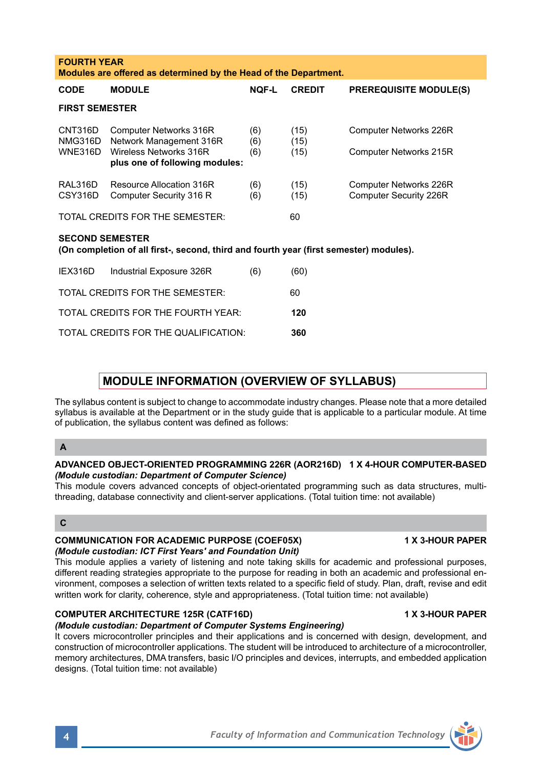| **FOURTH YEAR**<br>**Modules are offered as determined by the Head of the Department.** | | | | |
|---|---|---|---|---|
| **CODE** | **MODULE** | **NQF-L** | **CREDIT** | **PREREQUISITE MODULE(S)** |
| **FIRST SEMESTER** | | | | |
| CNT316D | Computer Networks 316R | (6) | (15) | Computer Networks 226R |
| NMG316D | Network Management 316R | (6) | (15) | |
| WNE316D | Wireless Networks 316R | (6) | (15) | Computer Networks 215R |
| | **plus one of following modules:** | | | |
| RAL316D | Resource Allocation 316R | (6) | (15) | Computer Networks 226R |
| CSY316D | Computer Security 316 R | (6) | (15) | Computer Security 226R |
| TOTAL CREDITS FOR THE SEMESTER: | | | 60 | |
| **SECOND SEMESTER**<br>**(On completion of all first-, second, third and fourth year (first semester) modules).** | | | | |
| IEX316D | Industrial Exposure 326R | (6) | (60) | |
| TOTAL CREDITS FOR THE SEMESTER: | | | 60 | |
| TOTAL CREDITS FOR THE FOURTH YEAR: | | | **120** | |
| TOTAL CREDITS FOR THE QUALIFICATION: | | | **360** | |

## MODULE INFORMATION (OVERVIEW OF SYLLABUS)

The syllabus content is subject to change to accommodate industry changes. Please note that a more detailed syllabus is available at the Department or in the study guide that is applicable to a particular module. At time of publication, the syllabus content was defined as follows:

### A

**ADVANCED OBJECT-ORIENTED PROGRAMMING 226R (AOR216D) 1 X 4-HOUR COMPUTER-BASED**
***(Module custodian: Department of Computer Science)***
This module covers advanced concepts of object-orientated programming such as data structures, multi-threading, database connectivity and client-server applications. (Total tuition time: not available)

### C

**COMMUNICATION FOR ACADEMIC PURPOSE (COEF05X) 1 X 3-HOUR PAPER**
***(Module custodian: ICT First Years' and Foundation Unit)***
This module applies a variety of listening and note taking skills for academic and professional purposes, different reading strategies appropriate to the purpose for reading in both an academic and professional environment, composes a selection of written texts related to a specific field of study. Plan, draft, revise and edit written work for clarity, coherence, style and appropriateness. (Total tuition time: not available)

**COMPUTER ARCHITECTURE 125R (CATF16D) 1 X 3-HOUR PAPER**
***(Module custodian: Department of Computer Systems Engineering)***
It covers microcontroller principles and their applications and is concerned with design, development, and construction of microcontroller applications. The student will be introduced to architecture of a microcontroller, memory architectures, DMA transfers, basic I/O principles and devices, interrupts, and embedded application designs. (Total tuition time: not available)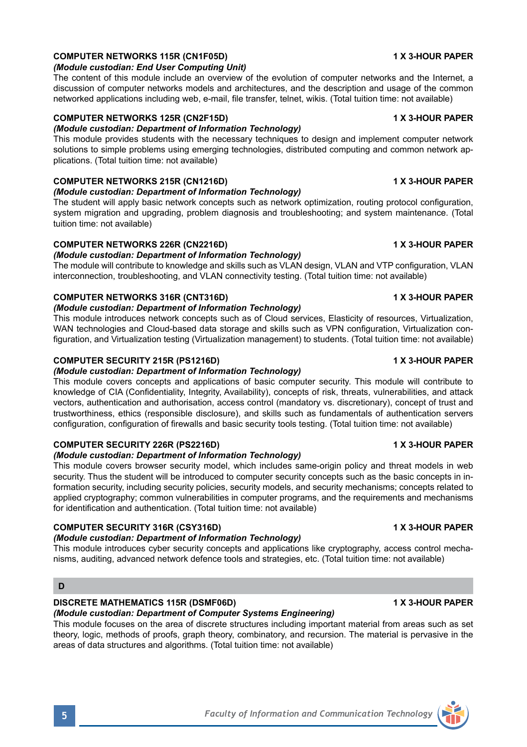**COMPUTER NETWORKS 115R (CN1F05D)** **1 X 3-HOUR PAPER**

***(Module custodian: End User Computing Unit)***

The content of this module include an overview of the evolution of computer networks and the Internet, a discussion of computer networks models and architectures, and the description and usage of the common networked applications including web, e-mail, file transfer, telnet, wikis. (Total tuition time: not available)

**COMPUTER NETWORKS 125R (CN2F15D)** **1 X 3-HOUR PAPER**

***(Module custodian: Department of Information Technology)***

This module provides students with the necessary techniques to design and implement computer network solutions to simple problems using emerging technologies, distributed computing and common network applications. (Total tuition time: not available)

**COMPUTER NETWORKS 215R (CN1216D)** **1 X 3-HOUR PAPER**

***(Module custodian: Department of Information Technology)***

The student will apply basic network concepts such as network optimization, routing protocol configuration, system migration and upgrading, problem diagnosis and troubleshooting; and system maintenance. (Total tuition time: not available)

**COMPUTER NETWORKS 226R (CN2216D)** **1 X 3-HOUR PAPER**

***(Module custodian: Department of Information Technology)***

The module will contribute to knowledge and skills such as VLAN design, VLAN and VTP configuration, VLAN interconnection, troubleshooting, and VLAN connectivity testing. (Total tuition time: not available)

**COMPUTER NETWORKS 316R (CNT316D)** **1 X 3-HOUR PAPER**

***(Module custodian: Department of Information Technology)***

This module introduces network concepts such as of Cloud services, Elasticity of resources, Virtualization, WAN technologies and Cloud-based data storage and skills such as VPN configuration, Virtualization configuration, and Virtualization testing (Virtualization management) to students. (Total tuition time: not available)

**COMPUTER SECURITY 215R (PS1216D)** **1 X 3-HOUR PAPER**

***(Module custodian: Department of Information Technology)***

This module covers concepts and applications of basic computer security. This module will contribute to knowledge of CIA (Confidentiality, Integrity, Availability), concepts of risk, threats, vulnerabilities, and attack vectors, authentication and authorisation, access control (mandatory vs. discretionary), concept of trust and trustworthiness, ethics (responsible disclosure), and skills such as fundamentals of authentication servers configuration, configuration of firewalls and basic security tools testing. (Total tuition time: not available)

**COMPUTER SECURITY 226R (PS2216D)** **1 X 3-HOUR PAPER**

***(Module custodian: Department of Information Technology)***

This module covers browser security model, which includes same-origin policy and threat models in web security. Thus the student will be introduced to computer security concepts such as the basic concepts in information security, including security policies, security models, and security mechanisms; concepts related to applied cryptography; common vulnerabilities in computer programs, and the requirements and mechanisms for identification and authentication. (Total tuition time: not available)

**COMPUTER SECURITY 316R (CSY316D)** **1 X 3-HOUR PAPER**

***(Module custodian: Department of Information Technology)***

This module introduces cyber security concepts and applications like cryptography, access control mechanisms, auditing, advanced network defence tools and strategies, etc. (Total tuition time: not available)

## D

**DISCRETE MATHEMATICS 115R (DSMF06D)** **1 X 3-HOUR PAPER**

***(Module custodian: Department of Computer Systems Engineering)***

This module focuses on the area of discrete structures including important material from areas such as set theory, logic, methods of proofs, graph theory, combinatory, and recursion. The material is pervasive in the areas of data structures and algorithms. (Total tuition time: not available)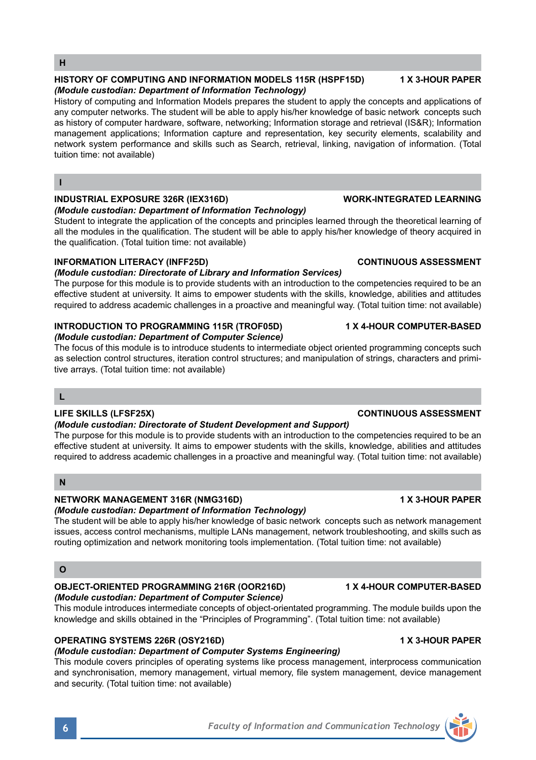## H

### HISTORY OF COMPUTING AND INFORMATION MODELS 115R (HSPF15D) — 1 X 3-HOUR PAPER

***(Module custodian: Department of Information Technology)***

History of computing and Information Models prepares the student to apply the concepts and applications of any computer networks. The student will be able to apply his/her knowledge of basic network concepts such as history of computer hardware, software, networking; Information storage and retrieval (IS&R); Information management applications; Information capture and representation, key security elements, scalability and network system performance and skills such as Search, retrieval, linking, navigation of information. (Total tuition time: not available)

## I

### INDUSTRIAL EXPOSURE 326R (IEX316D) — WORK-INTEGRATED LEARNING

***(Module custodian: Department of Information Technology)***

Student to integrate the application of the concepts and principles learned through the theoretical learning of all the modules in the qualification. The student will be able to apply his/her knowledge of theory acquired in the qualification. (Total tuition time: not available)

### INFORMATION LITERACY (INFF25D) — CONTINUOUS ASSESSMENT

***(Module custodian: Directorate of Library and Information Services)***

The purpose for this module is to provide students with an introduction to the competencies required to be an effective student at university. It aims to empower students with the skills, knowledge, abilities and attitudes required to address academic challenges in a proactive and meaningful way. (Total tuition time: not available)

### INTRODUCTION TO PROGRAMMING 115R (TROF05D) — 1 X 4-HOUR COMPUTER-BASED

***(Module custodian: Department of Computer Science)***

The focus of this module is to introduce students to intermediate object oriented programming concepts such as selection control structures, iteration control structures; and manipulation of strings, characters and primitive arrays. (Total tuition time: not available)

## L

### LIFE SKILLS (LFSF25X) — CONTINUOUS ASSESSMENT

***(Module custodian: Directorate of Student Development and Support)***

The purpose for this module is to provide students with an introduction to the competencies required to be an effective student at university. It aims to empower students with the skills, knowledge, abilities and attitudes required to address academic challenges in a proactive and meaningful way. (Total tuition time: not available)

## N

### NETWORK MANAGEMENT 316R (NMG316D) — 1 X 3-HOUR PAPER

***(Module custodian: Department of Information Technology)***

The student will be able to apply his/her knowledge of basic network concepts such as network management issues, access control mechanisms, multiple LANs management, network troubleshooting, and skills such as routing optimization and network monitoring tools implementation. (Total tuition time: not available)

## O

### OBJECT-ORIENTED PROGRAMMING 216R (OOR216D) — 1 X 4-HOUR COMPUTER-BASED

***(Module custodian: Department of Computer Science)***

This module introduces intermediate concepts of object-orientated programming. The module builds upon the knowledge and skills obtained in the "Principles of Programming". (Total tuition time: not available)

### OPERATING SYSTEMS 226R (OSY216D) — 1 X 3-HOUR PAPER

***(Module custodian: Department of Computer Systems Engineering)***

This module covers principles of operating systems like process management, interprocess communication and synchronisation, memory management, virtual memory, file system management, device management and security. (Total tuition time: not available)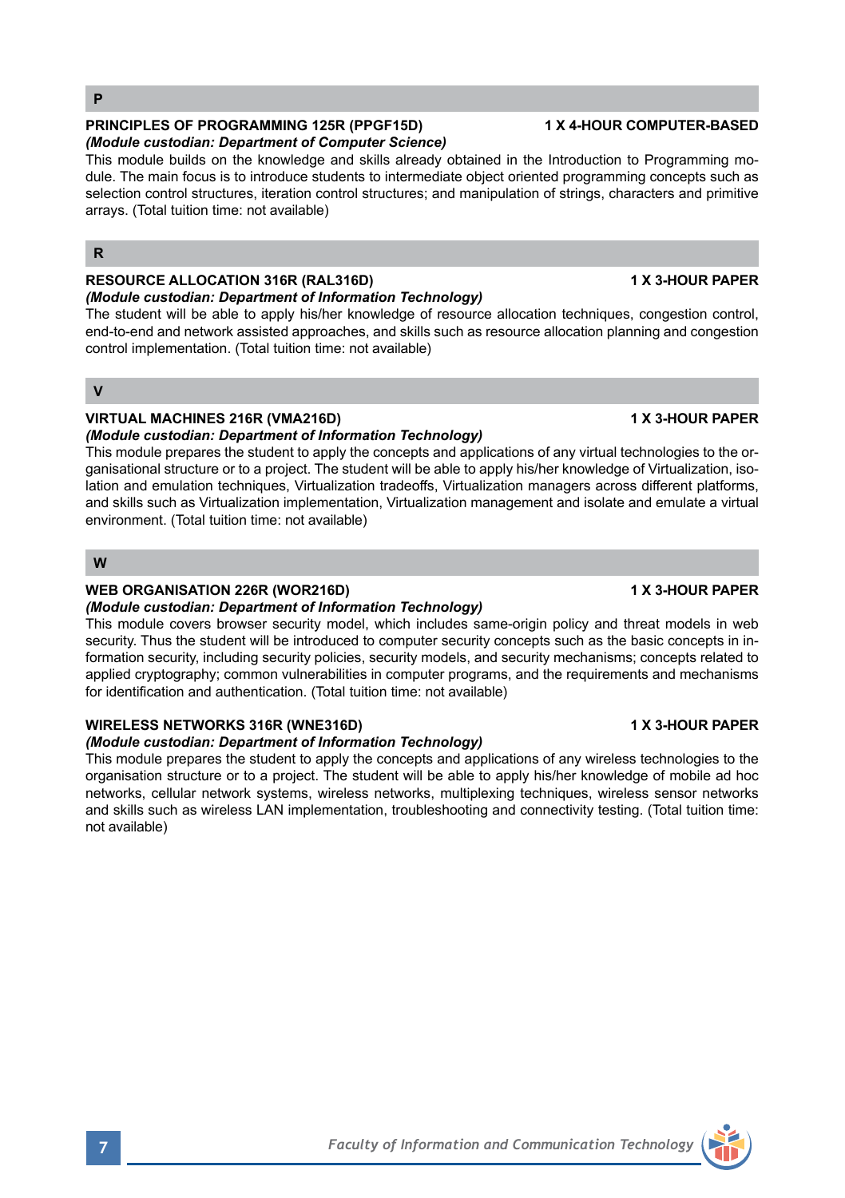## P

**PRINCIPLES OF PROGRAMMING 125R (PPGF15D)** **1 X 4-HOUR COMPUTER-BASED**
***(Module custodian: Department of Computer Science)***
This module builds on the knowledge and skills already obtained in the Introduction to Programming module. The main focus is to introduce students to intermediate object oriented programming concepts such as selection control structures, iteration control structures; and manipulation of strings, characters and primitive arrays. (Total tuition time: not available)

## R

**RESOURCE ALLOCATION 316R (RAL316D)** **1 X 3-HOUR PAPER**
***(Module custodian: Department of Information Technology)***
The student will be able to apply his/her knowledge of resource allocation techniques, congestion control, end-to-end and network assisted approaches, and skills such as resource allocation planning and congestion control implementation. (Total tuition time: not available)

## V

**VIRTUAL MACHINES 216R (VMA216D)** **1 X 3-HOUR PAPER**
***(Module custodian: Department of Information Technology)***
This module prepares the student to apply the concepts and applications of any virtual technologies to the organisational structure or to a project. The student will be able to apply his/her knowledge of Virtualization, isolation and emulation techniques, Virtualization tradeoffs, Virtualization managers across different platforms, and skills such as Virtualization implementation, Virtualization management and isolate and emulate a virtual environment. (Total tuition time: not available)

## W

**WEB ORGANISATION 226R (WOR216D)** **1 X 3-HOUR PAPER**
***(Module custodian: Department of Information Technology)***
This module covers browser security model, which includes same-origin policy and threat models in web security. Thus the student will be introduced to computer security concepts such as the basic concepts in information security, including security policies, security models, and security mechanisms; concepts related to applied cryptography; common vulnerabilities in computer programs, and the requirements and mechanisms for identification and authentication. (Total tuition time: not available)

**WIRELESS NETWORKS 316R (WNE316D)** **1 X 3-HOUR PAPER**
***(Module custodian: Department of Information Technology)***
This module prepares the student to apply the concepts and applications of any wireless technologies to the organisation structure or to a project. The student will be able to apply his/her knowledge of mobile ad hoc networks, cellular network systems, wireless networks, multiplexing techniques, wireless sensor networks and skills such as wireless LAN implementation, troubleshooting and connectivity testing. (Total tuition time: not available)